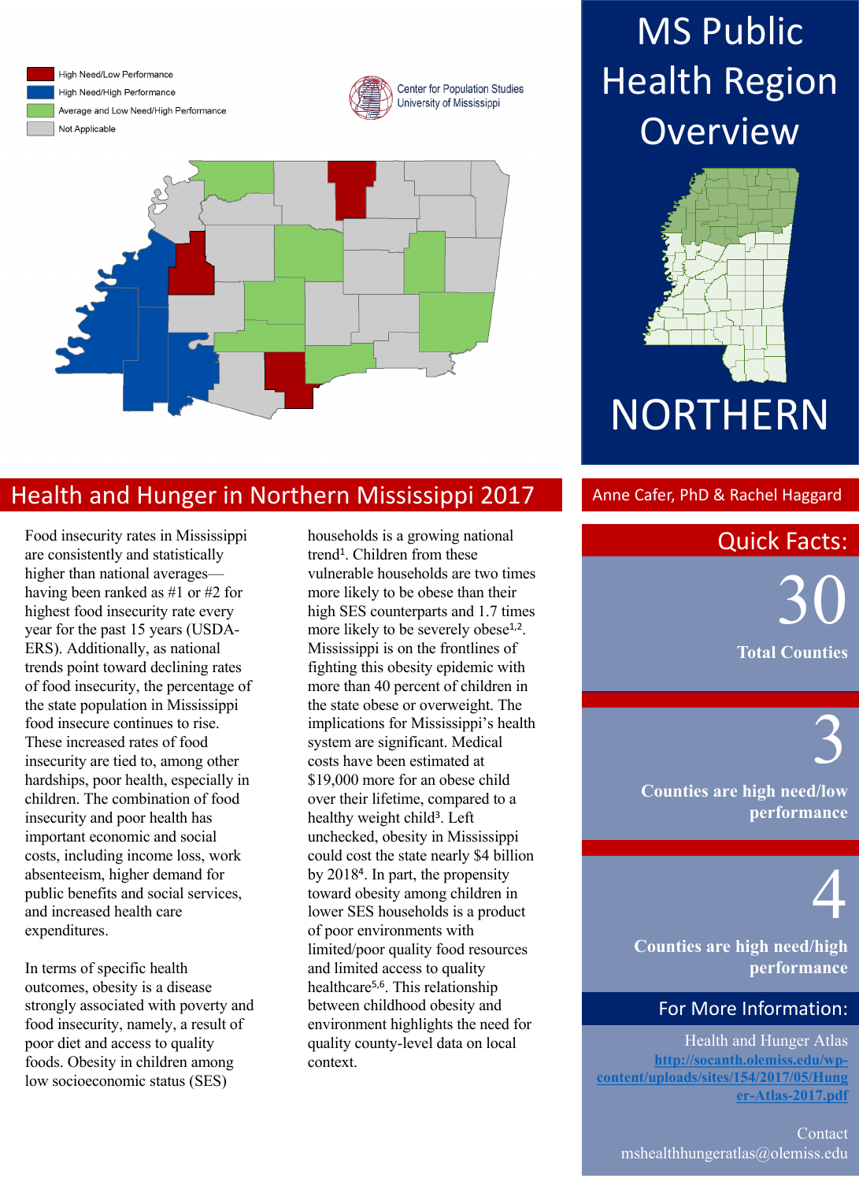# MS Public Health Region Overview

# NORTHERN

High Need/Low Performance
High Need/High Performance
Average and Low Need/High Performance
Not Applicable

Center for Population Studies
University of Mississippi

## Health and Hunger in Northern Mississippi 2017

Anne Cafer, PhD & Rachel Haggard

Food insecurity rates in Mississippi are consistently and statistically higher than national averages—having been ranked as #1 or #2 for highest food insecurity rate every year for the past 15 years (USDA-ERS). Additionally, as national trends point toward declining rates of food insecurity, the percentage of the state population in Mississippi food insecure continues to rise. These increased rates of food insecurity are tied to, among other hardships, poor health, especially in children. The combination of food insecurity and poor health has important economic and social costs, including income loss, work absenteeism, higher demand for public benefits and social services, and increased health care expenditures.

In terms of specific health outcomes, obesity is a disease strongly associated with poverty and food insecurity, namely, a result of poor diet and access to quality foods. Obesity in children among low socioeconomic status (SES) households is a growing national trend[1]. Children from these vulnerable households are two times more likely to be obese than their high SES counterparts and 1.7 times more likely to be severely obese[1,2]. Mississippi is on the frontlines of fighting this obesity epidemic with more than 40 percent of children in the state obese or overweight. The implications for Mississippi's health system are significant. Medical costs have been estimated at $19,000 more for an obese child over their lifetime, compared to a healthy weight child[3]. Left unchecked, obesity in Mississippi could cost the state nearly $4 billion by 2018[4]. In part, the propensity toward obesity among children in lower SES households is a product of poor environments with limited/poor quality food resources and limited access to quality healthcare[5,6]. This relationship between childhood obesity and environment highlights the need for quality county-level data on local context.

## Quick Facts:

**30** Total Counties

**3** Counties are high need/low performance

**4** Counties are high need/high performance

## For More Information:

Health and Hunger Atlas
http://socanth.olemiss.edu/wp-content/uploads/sites/154/2017/05/Hunger-Atlas-2017.pdf

Contact
mshealthhungeratlas@olemiss.edu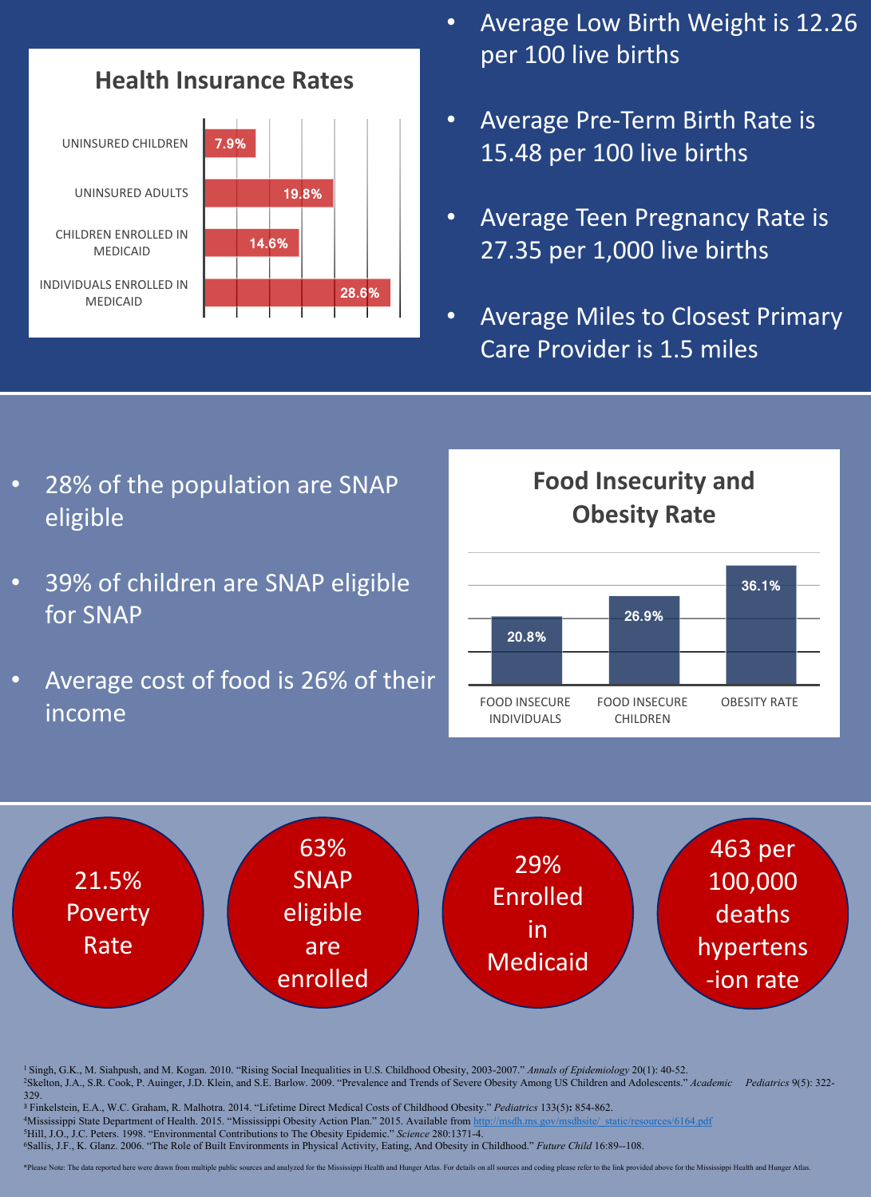## Health Insurance Rates

UNINSURED CHILDREN
7.9%
UNINSURED ADULTS
19.8%
CHILDREN ENROLLED IN MEDICAID
14.6%
INDIVIDUALS ENROLLED IN MEDICAID
28.6%

- Average Low Birth Weight is 12.26 per 100 live births
- Average Pre-Term Birth Rate is 15.48 per 100 live births
- Average Teen Pregnancy Rate is 27.35 per 1,000 live births
- Average Miles to Closest Primary Care Provider is 1.5 miles

- 28% of the population are SNAP eligible
- 39% of children are SNAP eligible for SNAP
- Average cost of food is 26% of their income

## Food Insecurity and Obesity Rate

FOOD INSECURE INDIVIDUALS
20.8%
FOOD INSECURE CHILDREN
26.9%
OBESITY RATE
36.1%

21.5% Poverty Rate

63% SNAP eligible are enrolled

29% Enrolled in Medicaid

463 per 100,000 deaths hypertens-ion rate

[1] Singh, G.K., M. Siahpush, and M. Kogan. 2010. "Rising Social Inequalities in U.S. Childhood Obesity, 2003-2007." *Annals of Epidemiology* 20(1): 40-52.
[2] Skelton, J.A., S.R. Cook, P. Auinger, J.D. Klein, and S.E. Barlow. 2009. "Prevalence and Trends of Severe Obesity Among US Children and Adolescents." *Academic Pediatrics* 9(5): 322-329.
[3] Finkelstein, E.A., W.C. Graham, R. Malhotra. 2014. "Lifetime Direct Medical Costs of Childhood Obesity." *Pediatrics* 133(5): 854-862.
[4] Mississippi State Department of Health. 2015. "Mississippi Obesity Action Plan." 2015. Available from http://msdh.ms.gov/msdhsite/_static/resources/6164.pdf
[5] Hill, J.O., J.C. Peters. 1998. "Environmental Contributions to The Obesity Epidemic." *Science* 280:1371-4.
[6] Sallis, J.F., K. Glanz. 2006. "The Role of Built Environments in Physical Activity, Eating, And Obesity in Childhood." *Future Child* 16:89--108.

*Please Note: The data reported here were drawn from multiple public sources and analyzed for the Mississippi Health and Hunger Atlas. For details on all sources and coding please refer to the link provided above for the Mississippi Health and Hunger Atlas.